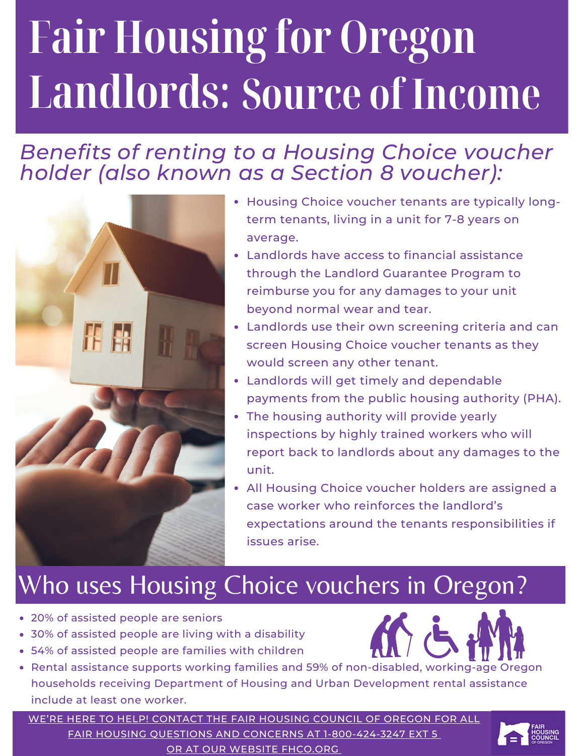# Fair Housing for Oregon Landlords: Source of Income

## *Benefits of renting to a Housing Choice voucher holder (also known as a Section 8 voucher):*

- Housing Choice voucher tenants are typically long-term tenants, living in a unit for 7-8 years on average.
- Landlords have access to financial assistance through the Landlord Guarantee Program to reimburse you for any damages to your unit beyond normal wear and tear.
- Landlords use their own screening criteria and can screen Housing Choice voucher tenants as they would screen any other tenant.
- Landlords will get timely and dependable payments from the public housing authority (PHA).
- The housing authority will provide yearly inspections by highly trained workers who will report back to landlords about any damages to the unit.
- All Housing Choice voucher holders are assigned a case worker who reinforces the landlord's expectations around the tenants responsibilities if issues arise.

## Who uses Housing Choice vouchers in Oregon?

- 20% of assisted people are seniors
- 30% of assisted people are living with a disability
- 54% of assisted people are families with children
- Rental assistance supports working families and 59% of non-disabled, working-age Oregon households receiving Department of Housing and Urban Development rental assistance include at least one worker.

WE'RE HERE TO HELP! CONTACT THE FAIR HOUSING COUNCIL OF OREGON FOR ALL FAIR HOUSING QUESTIONS AND CONCERNS AT 1-800-424-3247 EXT 5 OR AT OUR WEBSITE FHCO.ORG

FAIR HOUSING COUNCIL OF OREGON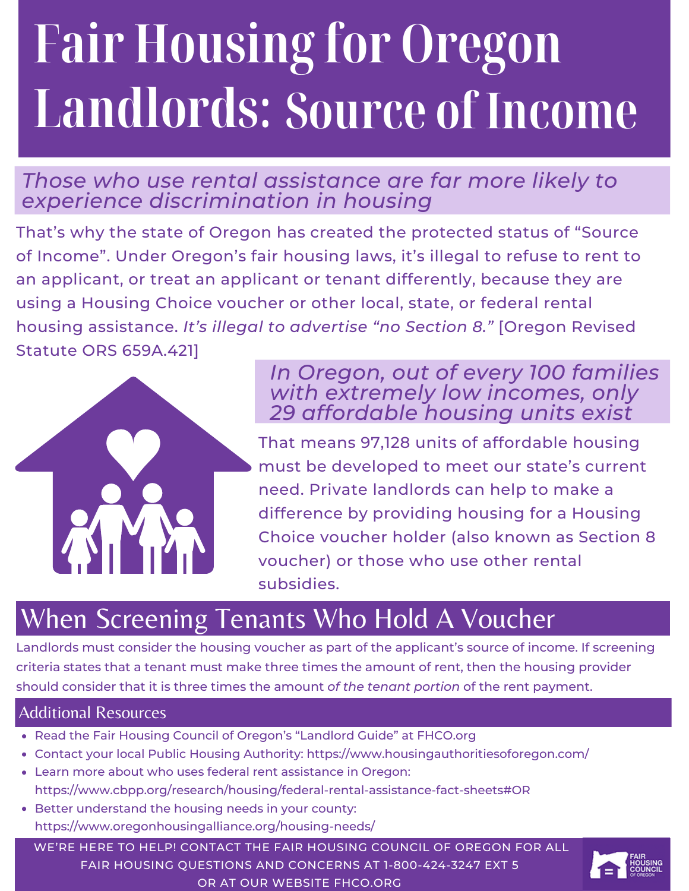# Fair Housing for Oregon Landlords: Source of Income

*Those who use rental assistance are far more likely to experience discrimination in housing*

That's why the state of Oregon has created the protected status of "Source of Income". Under Oregon's fair housing laws, it's illegal to refuse to rent to an applicant, or treat an applicant or tenant differently, because they are using a Housing Choice voucher or other local, state, or federal rental housing assistance. *It's illegal to advertise "no Section 8."* [Oregon Revised Statute ORS 659A.421]

*In Oregon, out of every 100 families with extremely low incomes, only 29 affordable housing units exist*

That means 97,128 units of affordable housing must be developed to meet our state's current need. Private landlords can help to make a difference by providing housing for a Housing Choice voucher holder (also known as Section 8 voucher) or those who use other rental subsidies.

## When Screening Tenants Who Hold A Voucher

Landlords must consider the housing voucher as part of the applicant's source of income. If screening criteria states that a tenant must make three times the amount of rent, then the housing provider should consider that it is three times the amount *of the tenant portion* of the rent payment.

### Additional Resources

- Read the Fair Housing Council of Oregon's "Landlord Guide" at FHCO.org
- Contact your local Public Housing Authority: https://www.housingauthoritiesoforegon.com/
- Learn more about who uses federal rent assistance in Oregon: https://www.cbpp.org/research/housing/federal-rental-assistance-fact-sheets#OR
- Better understand the housing needs in your county: https://www.oregonhousingalliance.org/housing-needs/

WE'RE HERE TO HELP! CONTACT THE FAIR HOUSING COUNCIL OF OREGON FOR ALL FAIR HOUSING QUESTIONS AND CONCERNS AT 1-800-424-3247 EXT 5 OR AT OUR WEBSITE FHCO.ORG

FAIR HOUSING COUNCIL OF OREGON